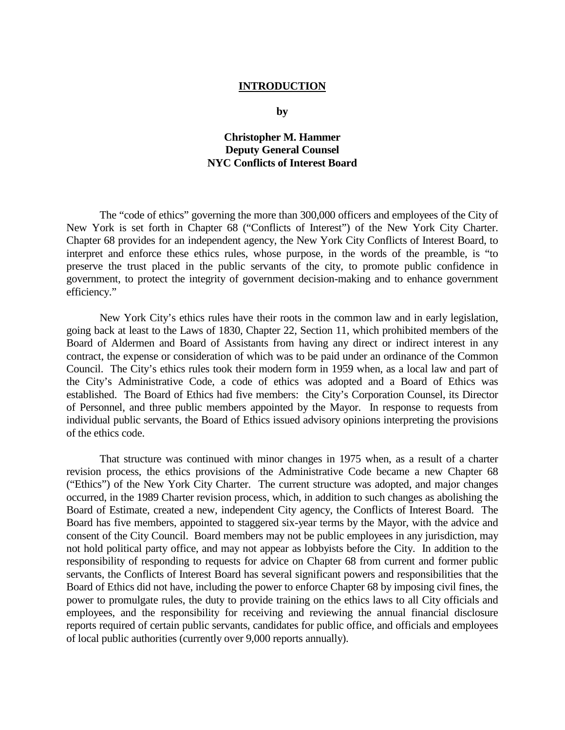# INTRODUCTION

**by**

**Christopher M. Hammer**
**Deputy General Counsel**
**NYC Conflicts of Interest Board**

The "code of ethics" governing the more than 300,000 officers and employees of the City of New York is set forth in Chapter 68 ("Conflicts of Interest") of the New York City Charter. Chapter 68 provides for an independent agency, the New York City Conflicts of Interest Board, to interpret and enforce these ethics rules, whose purpose, in the words of the preamble, is "to preserve the trust placed in the public servants of the city, to promote public confidence in government, to protect the integrity of government decision-making and to enhance government efficiency."

New York City's ethics rules have their roots in the common law and in early legislation, going back at least to the Laws of 1830, Chapter 22, Section 11, which prohibited members of the Board of Aldermen and Board of Assistants from having any direct or indirect interest in any contract, the expense or consideration of which was to be paid under an ordinance of the Common Council. The City's ethics rules took their modern form in 1959 when, as a local law and part of the City's Administrative Code, a code of ethics was adopted and a Board of Ethics was established. The Board of Ethics had five members: the City's Corporation Counsel, its Director of Personnel, and three public members appointed by the Mayor. In response to requests from individual public servants, the Board of Ethics issued advisory opinions interpreting the provisions of the ethics code.

That structure was continued with minor changes in 1975 when, as a result of a charter revision process, the ethics provisions of the Administrative Code became a new Chapter 68 ("Ethics") of the New York City Charter. The current structure was adopted, and major changes occurred, in the 1989 Charter revision process, which, in addition to such changes as abolishing the Board of Estimate, created a new, independent City agency, the Conflicts of Interest Board. The Board has five members, appointed to staggered six-year terms by the Mayor, with the advice and consent of the City Council. Board members may not be public employees in any jurisdiction, may not hold political party office, and may not appear as lobbyists before the City. In addition to the responsibility of responding to requests for advice on Chapter 68 from current and former public servants, the Conflicts of Interest Board has several significant powers and responsibilities that the Board of Ethics did not have, including the power to enforce Chapter 68 by imposing civil fines, the power to promulgate rules, the duty to provide training on the ethics laws to all City officials and employees, and the responsibility for receiving and reviewing the annual financial disclosure reports required of certain public servants, candidates for public office, and officials and employees of local public authorities (currently over 9,000 reports annually).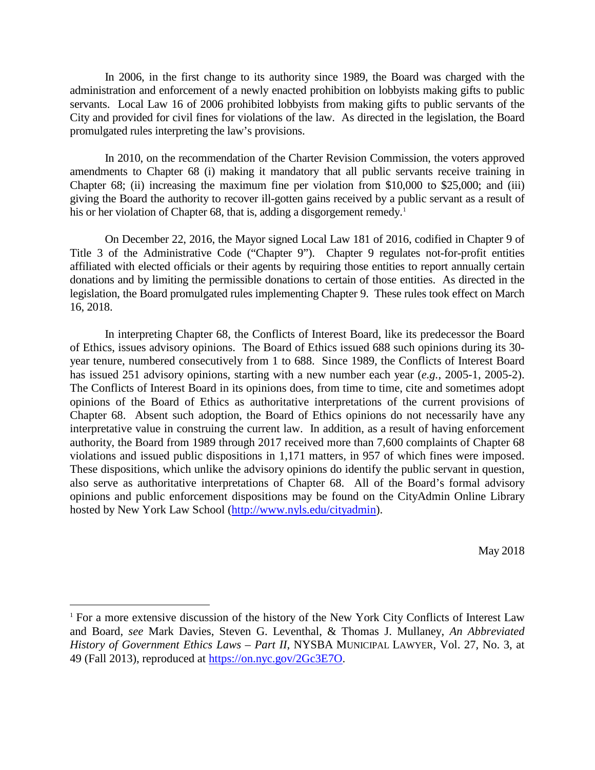In 2006, in the first change to its authority since 1989, the Board was charged with the administration and enforcement of a newly enacted prohibition on lobbyists making gifts to public servants. Local Law 16 of 2006 prohibited lobbyists from making gifts to public servants of the City and provided for civil fines for violations of the law. As directed in the legislation, the Board promulgated rules interpreting the law's provisions.

In 2010, on the recommendation of the Charter Revision Commission, the voters approved amendments to Chapter 68 (i) making it mandatory that all public servants receive training in Chapter 68; (ii) increasing the maximum fine per violation from $10,000 to $25,000; and (iii) giving the Board the authority to recover ill-gotten gains received by a public servant as a result of his or her violation of Chapter 68, that is, adding a disgorgement remedy.[1]

On December 22, 2016, the Mayor signed Local Law 181 of 2016, codified in Chapter 9 of Title 3 of the Administrative Code ("Chapter 9"). Chapter 9 regulates not-for-profit entities affiliated with elected officials or their agents by requiring those entities to report annually certain donations and by limiting the permissible donations to certain of those entities. As directed in the legislation, the Board promulgated rules implementing Chapter 9. These rules took effect on March 16, 2018.

In interpreting Chapter 68, the Conflicts of Interest Board, like its predecessor the Board of Ethics, issues advisory opinions. The Board of Ethics issued 688 such opinions during its 30-year tenure, numbered consecutively from 1 to 688. Since 1989, the Conflicts of Interest Board has issued 251 advisory opinions, starting with a new number each year (*e.g.*, 2005-1, 2005-2). The Conflicts of Interest Board in its opinions does, from time to time, cite and sometimes adopt opinions of the Board of Ethics as authoritative interpretations of the current provisions of Chapter 68. Absent such adoption, the Board of Ethics opinions do not necessarily have any interpretative value in construing the current law. In addition, as a result of having enforcement authority, the Board from 1989 through 2017 received more than 7,600 complaints of Chapter 68 violations and issued public dispositions in 1,171 matters, in 957 of which fines were imposed. These dispositions, which unlike the advisory opinions do identify the public servant in question, also serve as authoritative interpretations of Chapter 68. All of the Board's formal advisory opinions and public enforcement dispositions may be found on the CityAdmin Online Library hosted by New York Law School (http://www.nyls.edu/cityadmin).

May 2018

---

[1] For a more extensive discussion of the history of the New York City Conflicts of Interest Law and Board, *see* Mark Davies, Steven G. Leventhal, & Thomas J. Mullaney, *An Abbreviated History of Government Ethics Laws – Part II*, NYSBA MUNICIPAL LAWYER, Vol. 27, No. 3, at 49 (Fall 2013), reproduced at https://on.nyc.gov/2Gc3E7O.